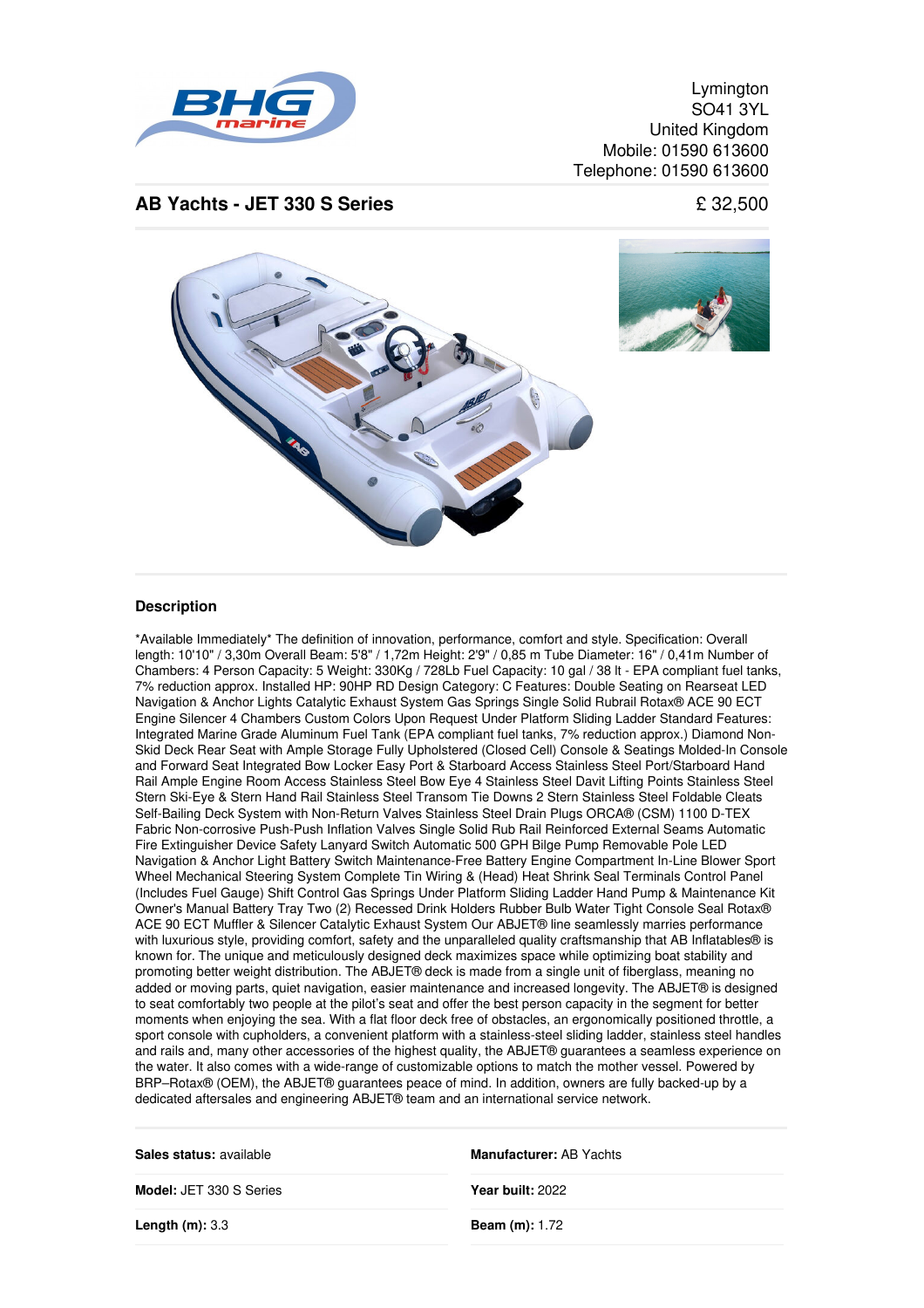Lymington
SO41 3YL
United Kingdom
Mobile: 01590 613600
Telephone: 01590 613600

## AB Yachts - JET 330 S Series

£ 32,500

### Description

*Available Immediately* The definition of innovation, performance, comfort and style. Specification: Overall length: 10'10" / 3,30m Overall Beam: 5'8" / 1,72m Height: 2'9" / 0,85 m Tube Diameter: 16" / 0,41m Number of Chambers: 4 Person Capacity: 5 Weight: 330Kg / 728Lb Fuel Capacity: 10 gal / 38 lt - EPA compliant fuel tanks, 7% reduction approx. Installed HP: 90HP RD Design Category: C Features: Double Seating on Rearseat LED Navigation & Anchor Lights Catalytic Exhaust System Gas Springs Single Solid Rubrail Rotax® ACE 90 ECT Engine Silencer 4 Chambers Custom Colors Upon Request Under Platform Sliding Ladder Standard Features: Integrated Marine Grade Aluminum Fuel Tank (EPA compliant fuel tanks, 7% reduction approx.) Diamond Non-Skid Deck Rear Seat with Ample Storage Fully Upholstered (Closed Cell) Console & Seatings Molded-In Console and Forward Seat Integrated Bow Locker Easy Port & Starboard Access Stainless Steel Port/Starboard Hand Rail Ample Engine Room Access Stainless Steel Bow Eye 4 Stainless Steel Davit Lifting Points Stainless Steel Stern Ski-Eye & Stern Hand Rail Stainless Steel Transom Tie Downs 2 Stern Stainless Steel Foldable Cleats Self-Bailing Deck System with Non-Return Valves Stainless Steel Drain Plugs ORCA® (CSM) 1100 D-TEX Fabric Non-corrosive Push-Push Inflation Valves Single Solid Rub Rail Reinforced External Seams Automatic Fire Extinguisher Device Safety Lanyard Switch Automatic 500 GPH Bilge Pump Removable Pole LED Navigation & Anchor Light Battery Switch Maintenance-Free Battery Engine Compartment In-Line Blower Sport Wheel Mechanical Steering System Complete Tin Wiring & (Head) Heat Shrink Seal Terminals Control Panel (Includes Fuel Gauge) Shift Control Gas Springs Under Platform Sliding Ladder Hand Pump & Maintenance Kit Owner's Manual Battery Tray Two (2) Recessed Drink Holders Rubber Bulb Water Tight Console Seal Rotax® ACE 90 ECT Muffler & Silencer Catalytic Exhaust System Our ABJET® line seamlessly marries performance with luxurious style, providing comfort, safety and the unparalleled quality craftsmanship that AB Inflatables® is known for. The unique and meticulously designed deck maximizes space while optimizing boat stability and promoting better weight distribution. The ABJET® deck is made from a single unit of fiberglass, meaning no added or moving parts, quiet navigation, easier maintenance and increased longevity. The ABJET® is designed to seat comfortably two people at the pilot's seat and offer the best person capacity in the segment for better moments when enjoying the sea. With a flat floor deck free of obstacles, an ergonomically positioned throttle, a sport console with cupholders, a convenient platform with a stainless-steel sliding ladder, stainless steel handles and rails and, many other accessories of the highest quality, the ABJET® guarantees a seamless experience on the water. It also comes with a wide-range of customizable options to match the mother vessel. Powered by BRP–Rotax® (OEM), the ABJET® guarantees peace of mind. In addition, owners are fully backed-up by a dedicated aftersales and engineering ABJET® team and an international service network.

| | |
|---|---|
| **Sales status:** available | **Manufacturer:** AB Yachts |
| **Model:** JET 330 S Series | **Year built:** 2022 |
| **Length (m):** 3.3 | **Beam (m):** 1.72 |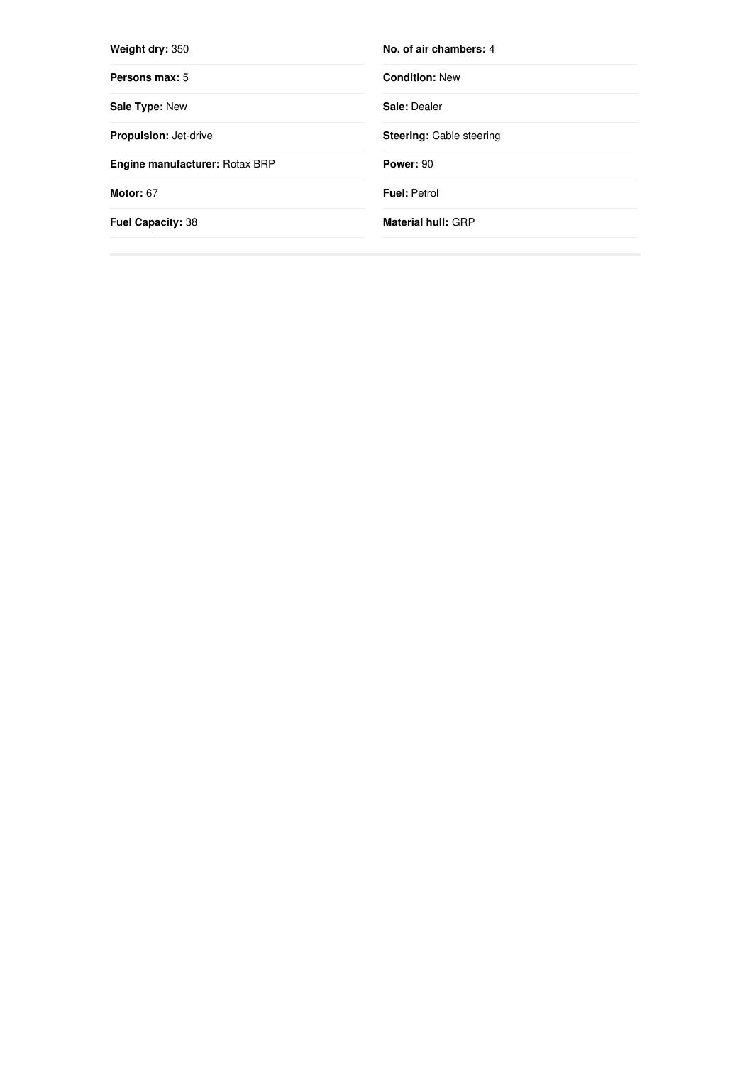**Weight dry:** 350

**Persons max:** 5

**Sale Type:** New

**Propulsion:** Jet-drive

**Engine manufacturer:** Rotax BRP

**Motor:** 67

**Fuel Capacity:** 38

**No. of air chambers:** 4

**Condition:** New

**Sale:** Dealer

**Steering:** Cable steering

**Power:** 90

**Fuel:** Petrol

**Material hull:** GRP